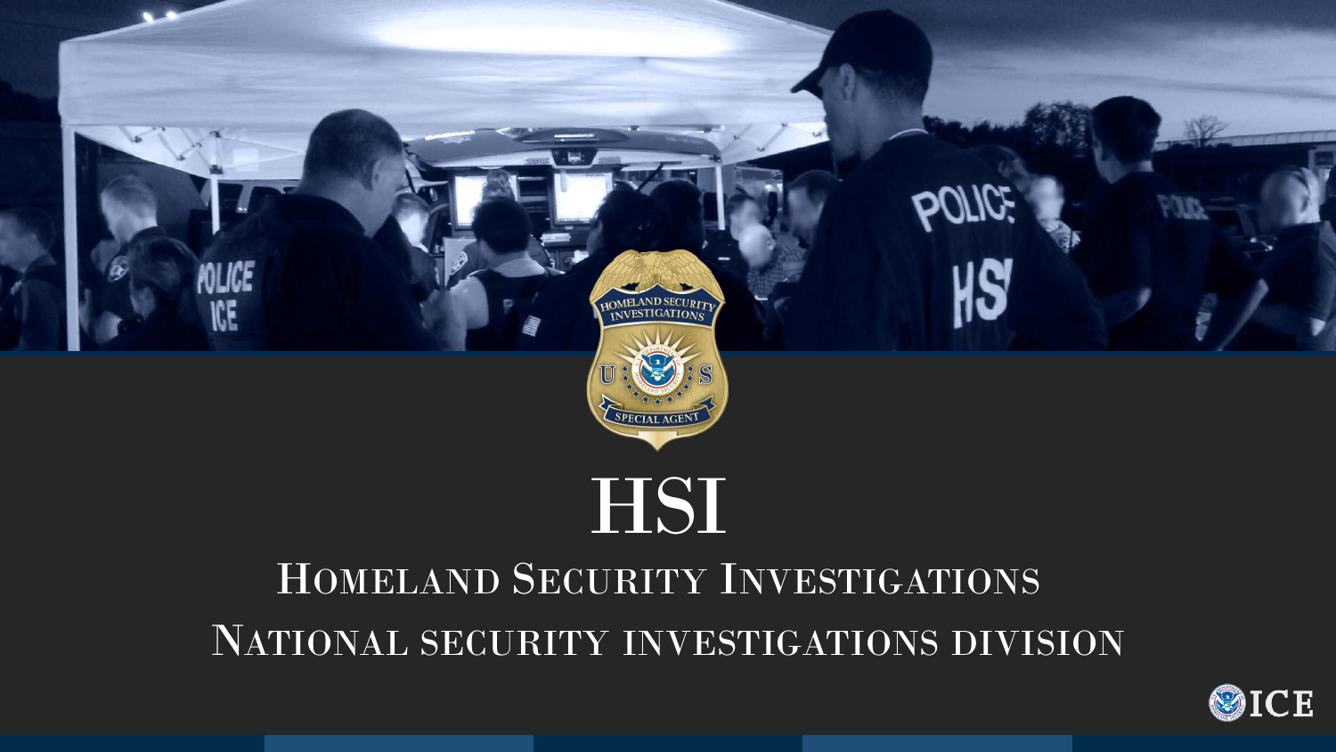# HSI

## Homeland Security Investigations

## National security investigations division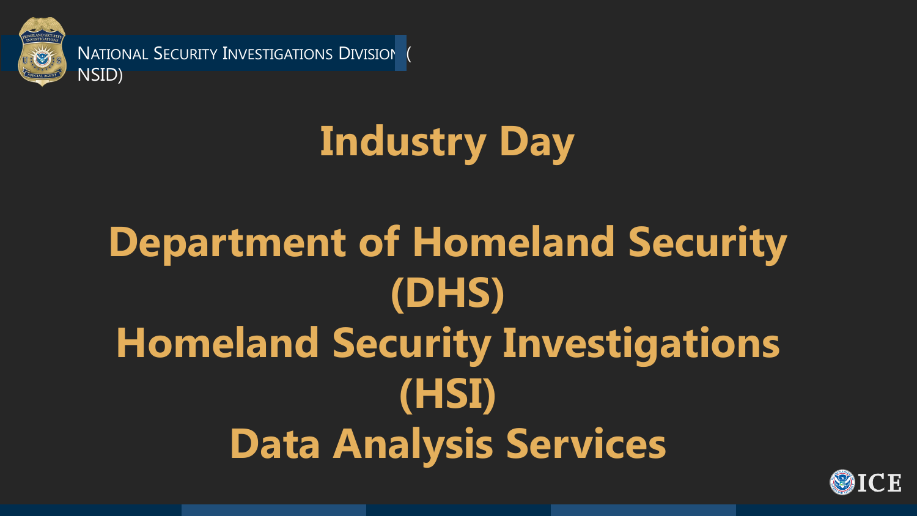National Security Investigations Division (NSID)

# Industry Day

# Department of Homeland Security (DHS)
# Homeland Security Investigations (HSI)
# Data Analysis Services

ICE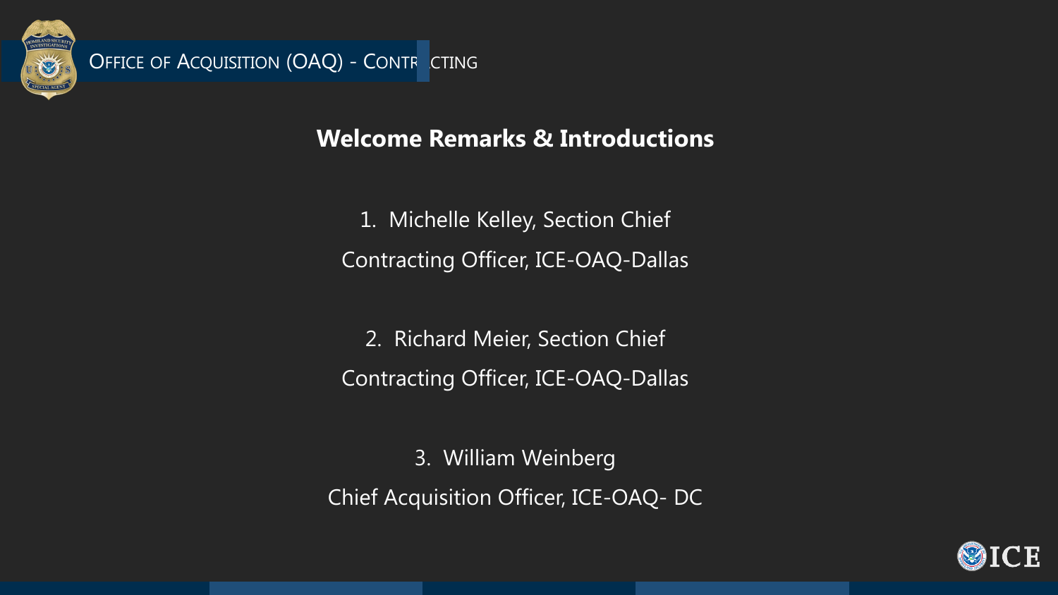# Welcome Remarks & Introductions

1. Michelle Kelley, Section Chief
   Contracting Officer, ICE-OAQ-Dallas

2. Richard Meier, Section Chief
   Contracting Officer, ICE-OAQ-Dallas

3. William Weinberg
   Chief Acquisition Officer, ICE-OAQ- DC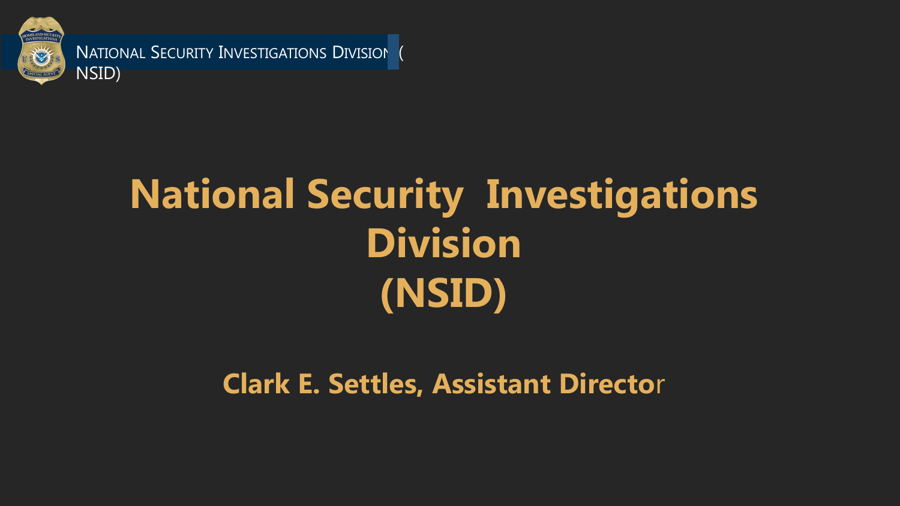# National Security Investigations Division (NSID)

**Clark E. Settles, Assistant Director**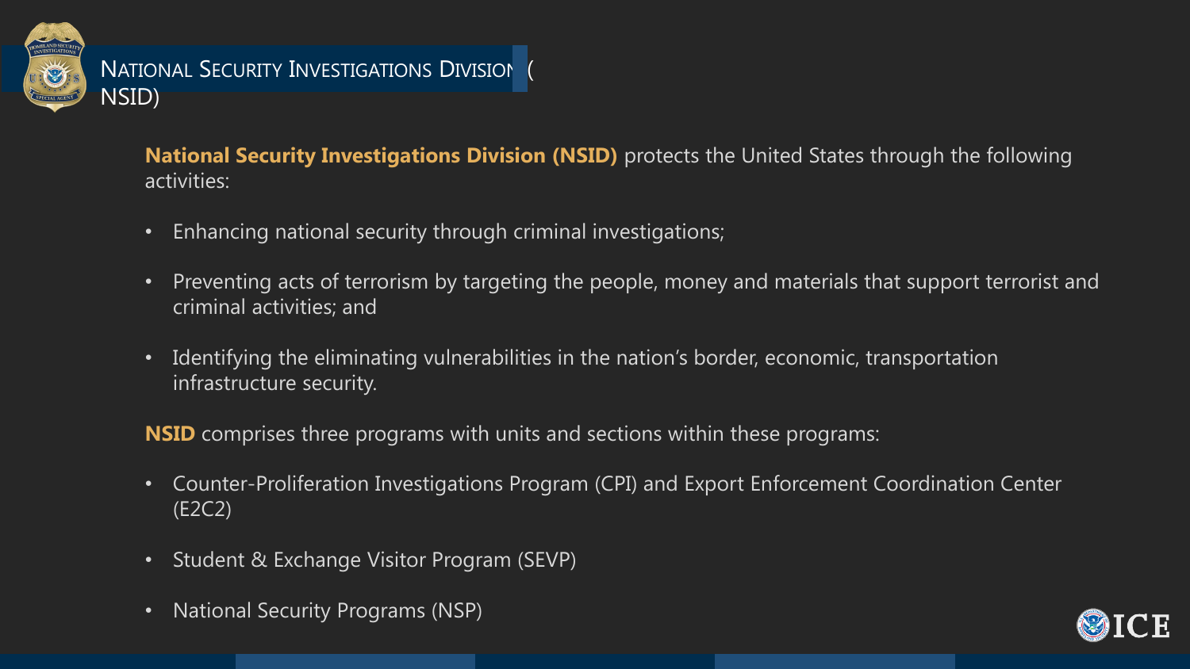# National Security Investigations Division (NSID)

**National Security Investigations Division (NSID)** protects the United States through the following activities:

- Enhancing national security through criminal investigations;
- Preventing acts of terrorism by targeting the people, money and materials that support terrorist and criminal activities; and
- Identifying the eliminating vulnerabilities in the nation's border, economic, transportation infrastructure security.

**NSID** comprises three programs with units and sections within these programs:

- Counter-Proliferation Investigations Program (CPI) and Export Enforcement Coordination Center (E2C2)
- Student & Exchange Visitor Program (SEVP)
- National Security Programs (NSP)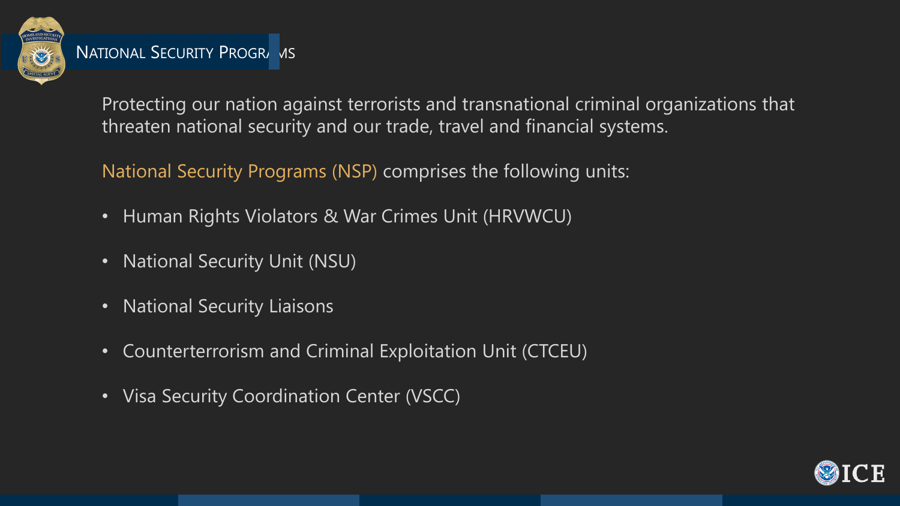# National Security Programs

Protecting our nation against terrorists and transnational criminal organizations that threaten national security and our trade, travel and financial systems.

National Security Programs (NSP) comprises the following units:

- Human Rights Violators & War Crimes Unit (HRVWCU)
- National Security Unit (NSU)
- National Security Liaisons
- Counterterrorism and Criminal Exploitation Unit (CTCEU)
- Visa Security Coordination Center (VSCC)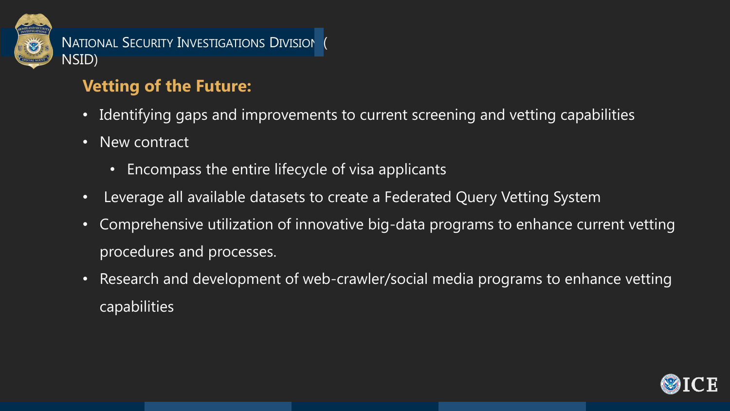NATIONAL SECURITY INVESTIGATIONS DIVISION (NSID)

## Vetting of the Future:

- Identifying gaps and improvements to current screening and vetting capabilities
- New contract
    - Encompass the entire lifecycle of visa applicants
- Leverage all available datasets to create a Federated Query Vetting System
- Comprehensive utilization of innovative big-data programs to enhance current vetting procedures and processes.
- Research and development of web-crawler/social media programs to enhance vetting capabilities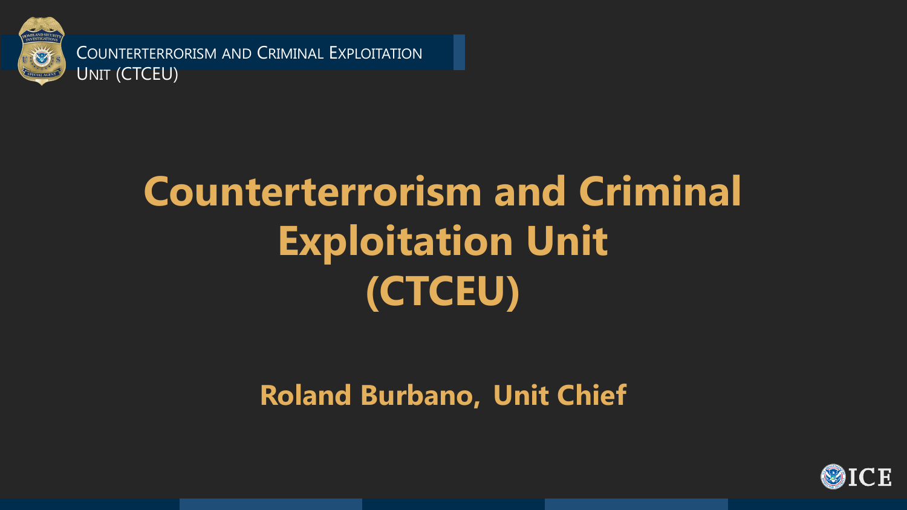# Counterterrorism and Criminal Exploitation Unit (CTCEU)

**Roland Burbano, Unit Chief**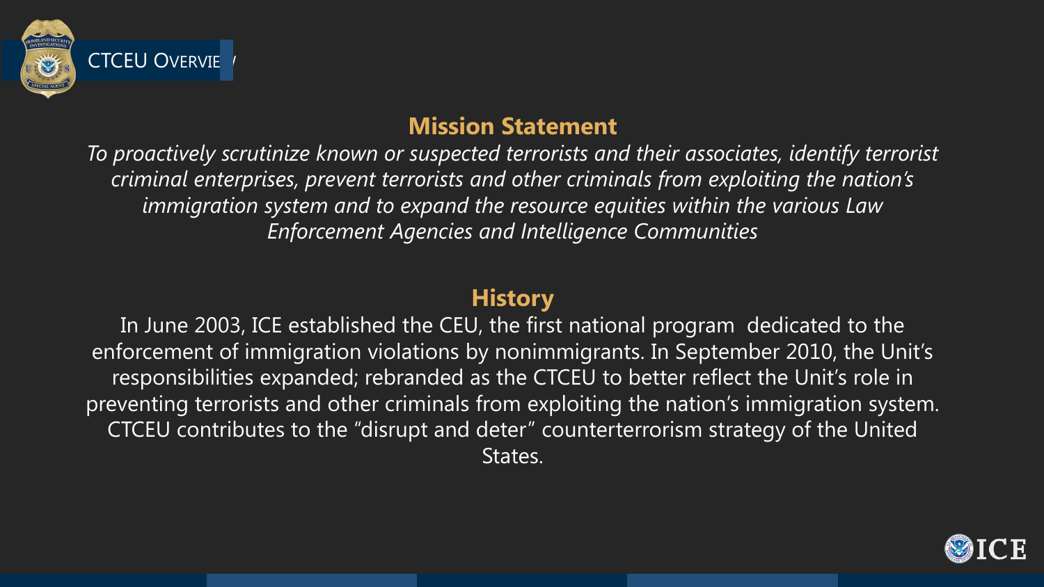## CTCEU Overview

### Mission Statement

*To proactively scrutinize known or suspected terrorists and their associates, identify terrorist criminal enterprises, prevent terrorists and other criminals from exploiting the nation's immigration system and to expand the resource equities within the various Law Enforcement Agencies and Intelligence Communities*

### History

In June 2003, ICE established the CEU, the first national program dedicated to the enforcement of immigration violations by nonimmigrants. In September 2010, the Unit's responsibilities expanded; rebranded as the CTCEU to better reflect the Unit's role in preventing terrorists and other criminals from exploiting the nation's immigration system. CTCEU contributes to the "disrupt and deter" counterterrorism strategy of the United States.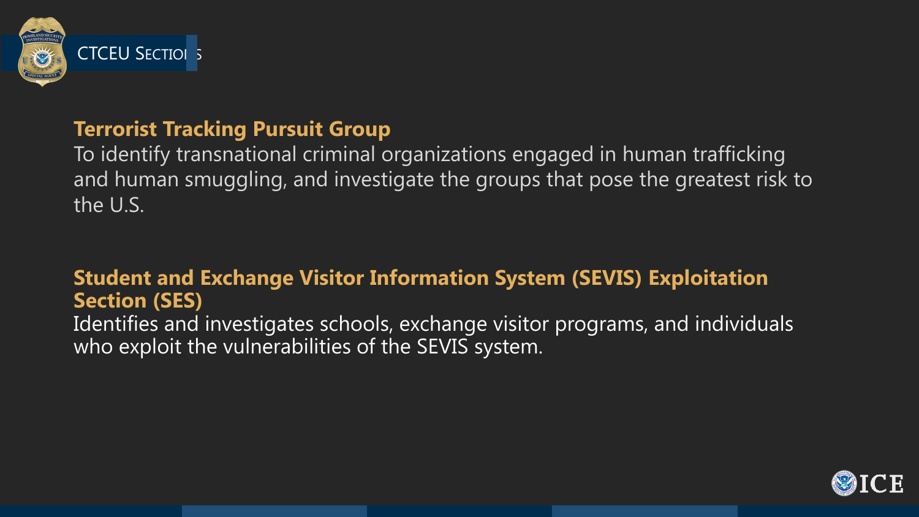## CTCEU Sections

### Terrorist Tracking Pursuit Group

To identify transnational criminal organizations engaged in human trafficking and human smuggling, and investigate the groups that pose the greatest risk to the U.S.

### Student and Exchange Visitor Information System (SEVIS) Exploitation Section (SES)

Identifies and investigates schools, exchange visitor programs, and individuals who exploit the vulnerabilities of the SEVIS system.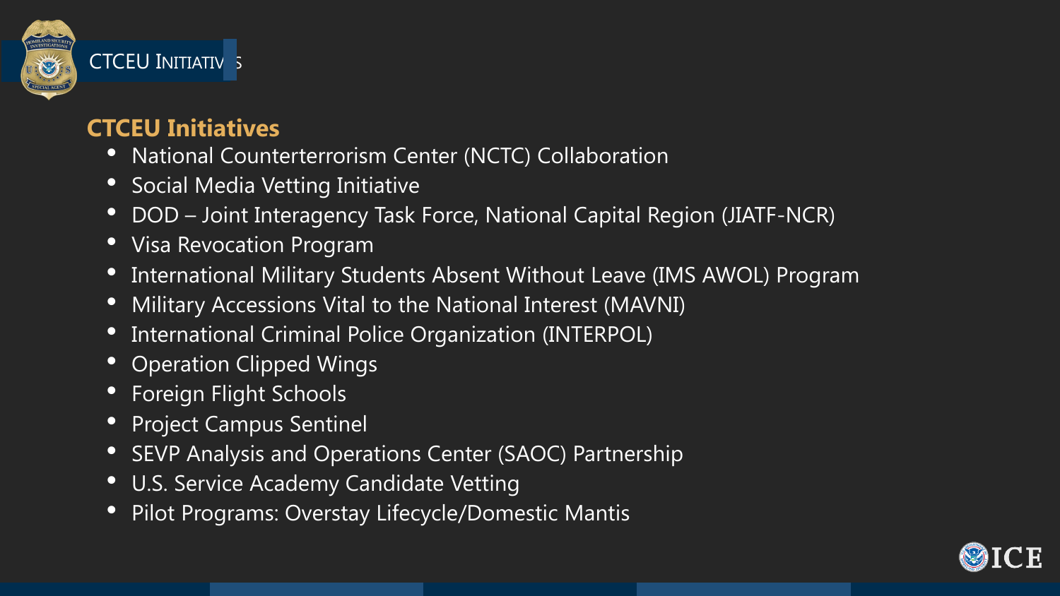## CTCEU Initiatives

- National Counterterrorism Center (NCTC) Collaboration
- Social Media Vetting Initiative
- DOD – Joint Interagency Task Force, National Capital Region (JIATF-NCR)
- Visa Revocation Program
- International Military Students Absent Without Leave (IMS AWOL) Program
- Military Accessions Vital to the National Interest (MAVNI)
- International Criminal Police Organization (INTERPOL)
- Operation Clipped Wings
- Foreign Flight Schools
- Project Campus Sentinel
- SEVP Analysis and Operations Center (SAOC) Partnership
- U.S. Service Academy Candidate Vetting
- Pilot Programs: Overstay Lifecycle/Domestic Mantis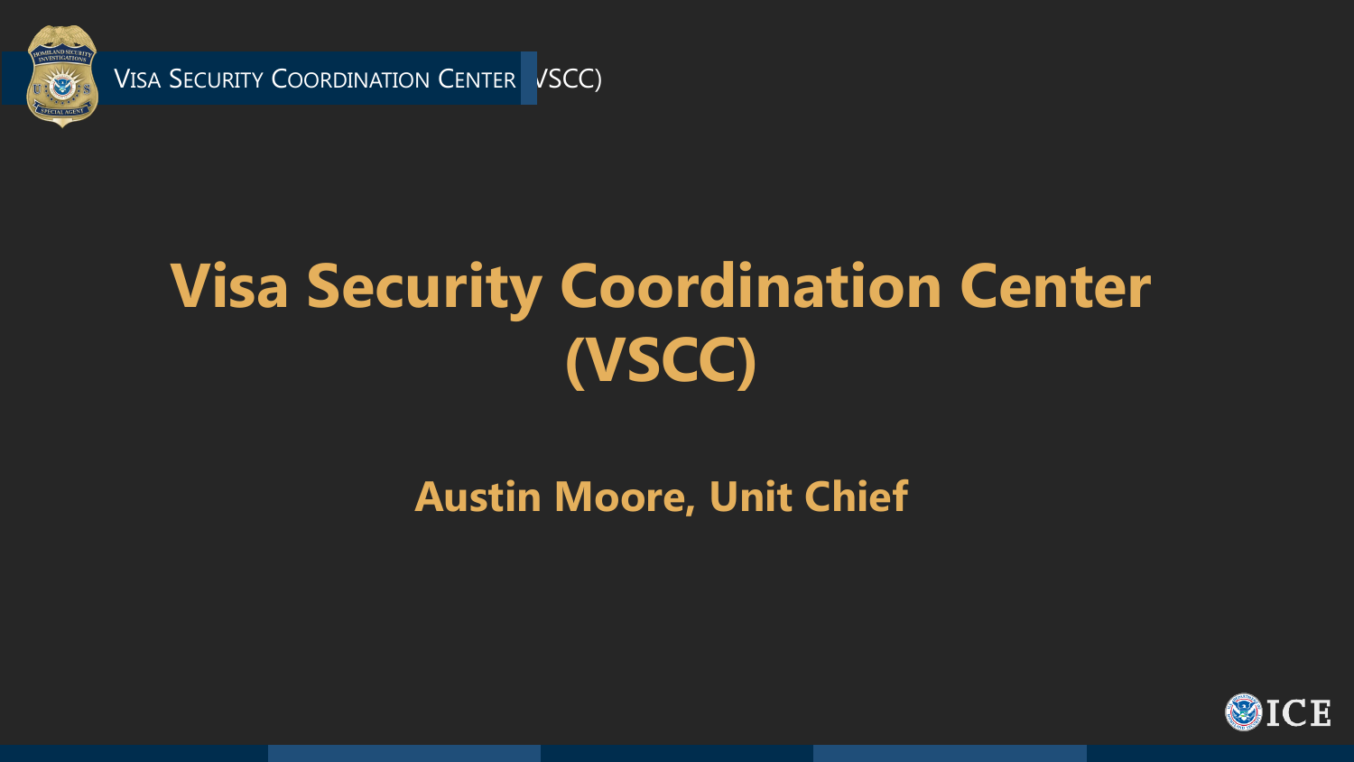# Visa Security Coordination Center (VSCC)

## Austin Moore, Unit Chief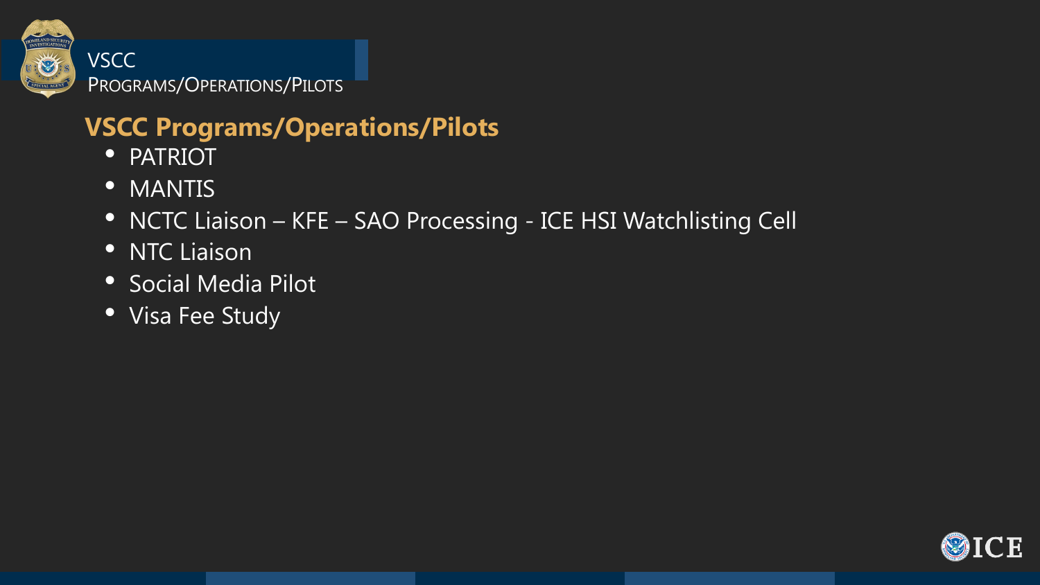VSCC
PROGRAMS/OPERATIONS/PILOTS

## VSCC Programs/Operations/Pilots

- PATRIOT
- MANTIS
- NCTC Liaison – KFE – SAO Processing - ICE HSI Watchlisting Cell
- NTC Liaison
- Social Media Pilot
- Visa Fee Study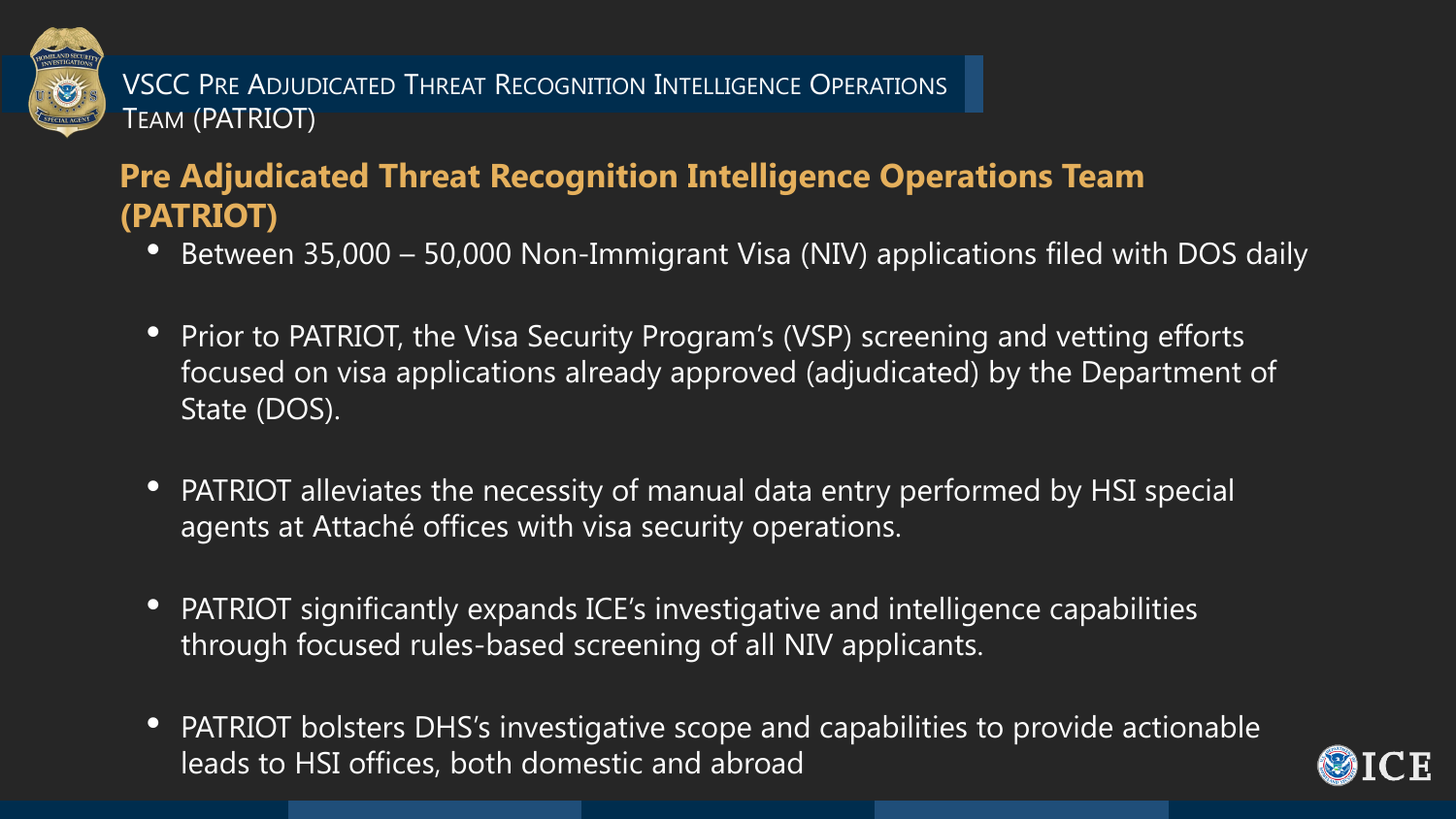# VSCC Pre Adjudicated Threat Recognition Intelligence Operations Team (PATRIOT)

## Pre Adjudicated Threat Recognition Intelligence Operations Team (PATRIOT)

- Between 35,000 – 50,000 Non-Immigrant Visa (NIV) applications filed with DOS daily
- Prior to PATRIOT, the Visa Security Program's (VSP) screening and vetting efforts focused on visa applications already approved (adjudicated) by the Department of State (DOS).
- PATRIOT alleviates the necessity of manual data entry performed by HSI special agents at Attaché offices with visa security operations.
- PATRIOT significantly expands ICE's investigative and intelligence capabilities through focused rules-based screening of all NIV applicants.
- PATRIOT bolsters DHS's investigative scope and capabilities to provide actionable leads to HSI offices, both domestic and abroad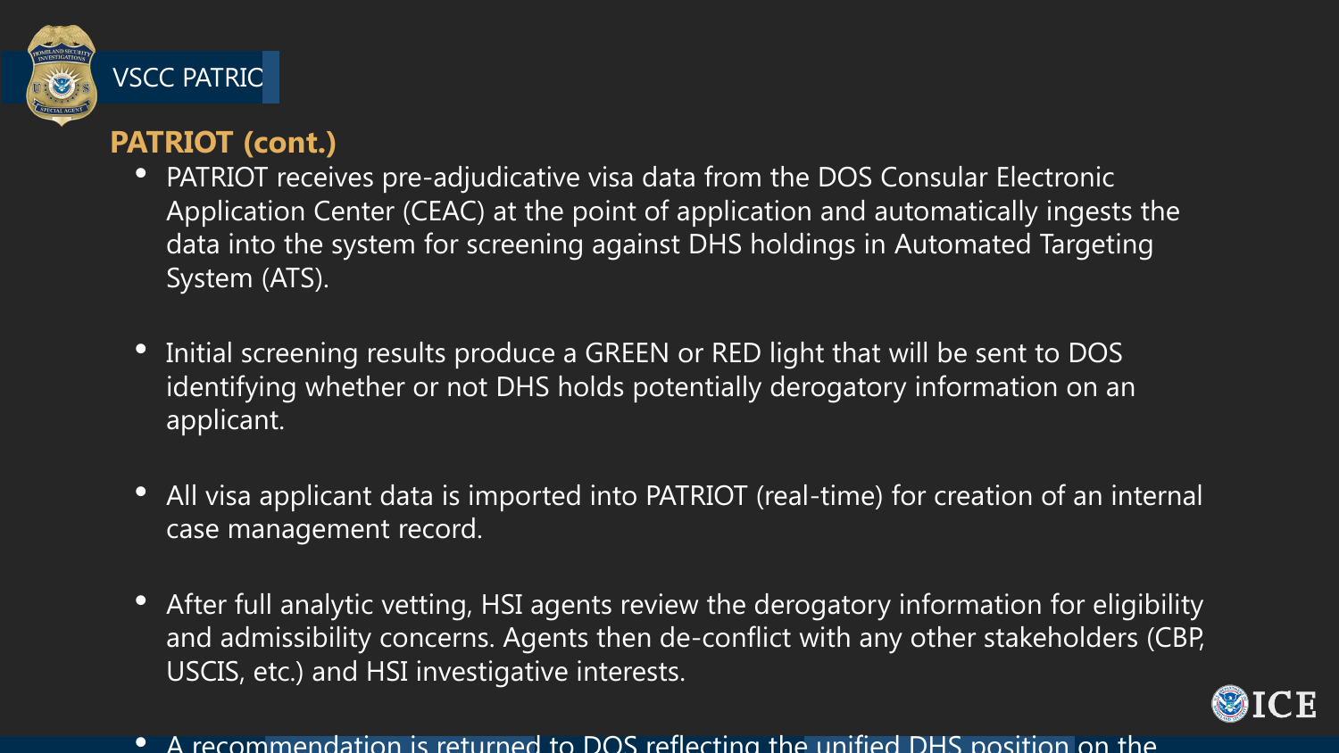VSCC PATRIC

## PATRIOT (cont.)

- PATRIOT receives pre-adjudicative visa data from the DOS Consular Electronic Application Center (CEAC) at the point of application and automatically ingests the data into the system for screening against DHS holdings in Automated Targeting System (ATS).

- Initial screening results produce a GREEN or RED light that will be sent to DOS identifying whether or not DHS holds potentially derogatory information on an applicant.

- All visa applicant data is imported into PATRIOT (real-time) for creation of an internal case management record.

- After full analytic vetting, HSI agents review the derogatory information for eligibility and admissibility concerns. Agents then de-conflict with any other stakeholders (CBP, USCIS, etc.) and HSI investigative interests.

- A recommendation is returned to DOS reflecting the unified DHS position on the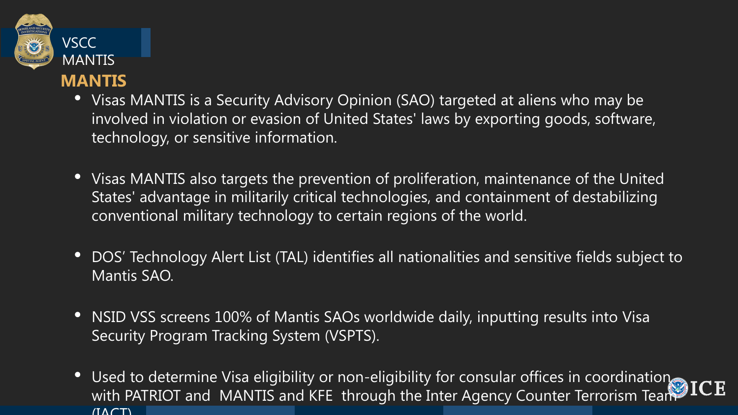VSCC
MANTIS

## MANTIS

- Visas MANTIS is a Security Advisory Opinion (SAO) targeted at aliens who may be involved in violation or evasion of United States' laws by exporting goods, software, technology, or sensitive information.

- Visas MANTIS also targets the prevention of proliferation, maintenance of the United States' advantage in militarily critical technologies, and containment of destabilizing conventional military technology to certain regions of the world.

- DOS' Technology Alert List (TAL) identifies all nationalities and sensitive fields subject to Mantis SAO.

- NSID VSS screens 100% of Mantis SAOs worldwide daily, inputting results into Visa Security Program Tracking System (VSPTS).

- Used to determine Visa eligibility or non-eligibility for consular offices in coordination with PATRIOT and MANTIS and KFE through the Inter Agency Counter Terrorism Team (IACT)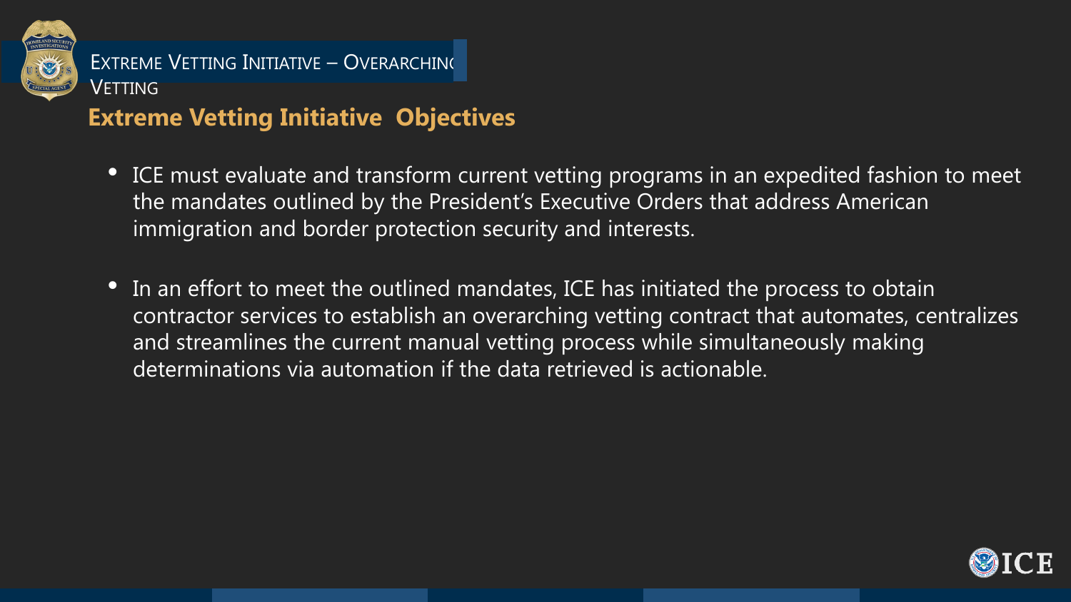# Extreme Vetting Initiative – Overarching Vetting

## Extreme Vetting Initiative Objectives

- ICE must evaluate and transform current vetting programs in an expedited fashion to meet the mandates outlined by the President's Executive Orders that address American immigration and border protection security and interests.

- In an effort to meet the outlined mandates, ICE has initiated the process to obtain contractor services to establish an overarching vetting contract that automates, centralizes and streamlines the current manual vetting process while simultaneously making determinations via automation if the data retrieved is actionable.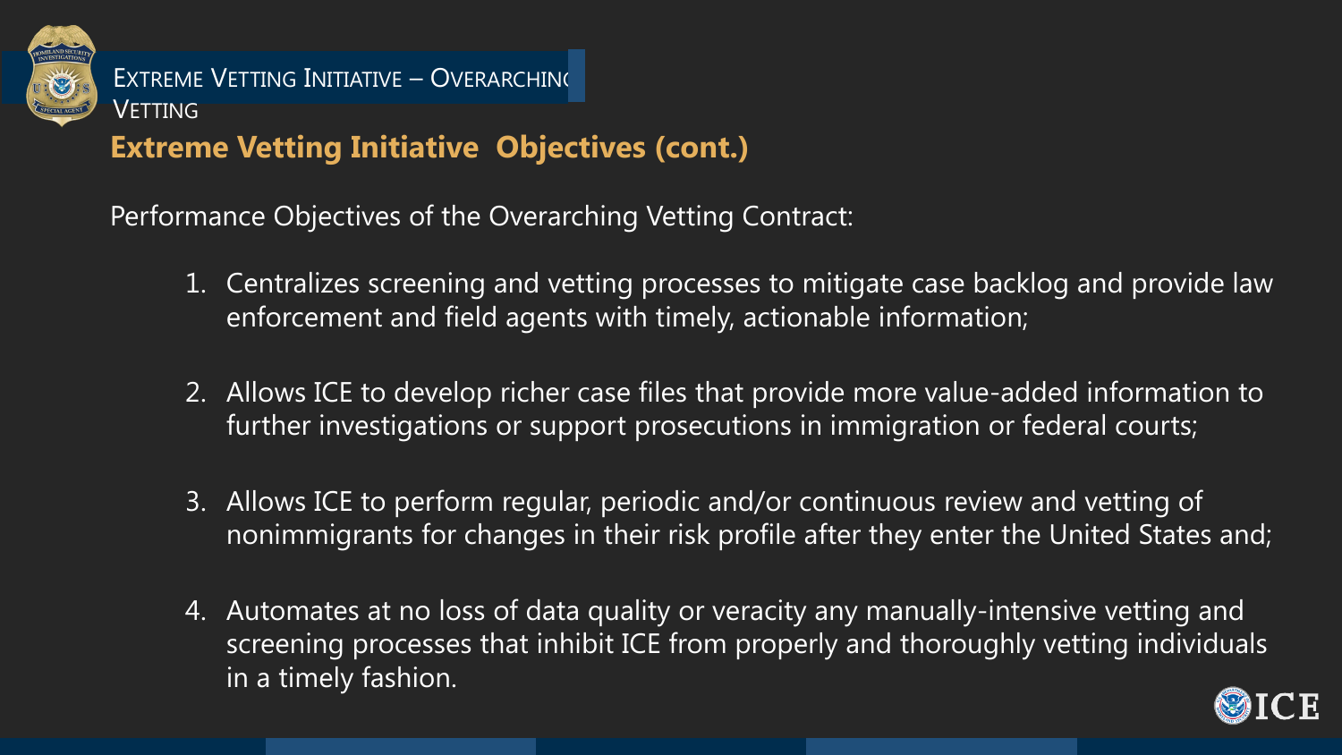# Extreme Vetting Initiative – Overarching Vetting

## Extreme Vetting Initiative  Objectives (cont.)

Performance Objectives of the Overarching Vetting Contract:

1. Centralizes screening and vetting processes to mitigate case backlog and provide law enforcement and field agents with timely, actionable information;

2. Allows ICE to develop richer case files that provide more value-added information to further investigations or support prosecutions in immigration or federal courts;

3. Allows ICE to perform regular, periodic and/or continuous review and vetting of nonimmigrants for changes in their risk profile after they enter the United States and;

4. Automates at no loss of data quality or veracity any manually-intensive vetting and screening processes that inhibit ICE from properly and thoroughly vetting individuals in a timely fashion.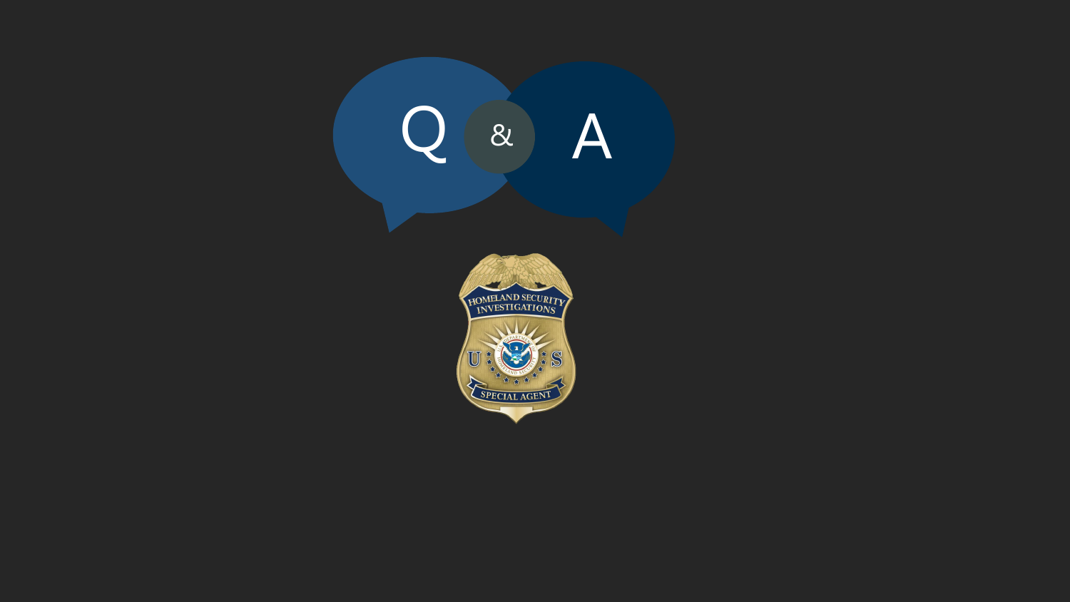Q & A